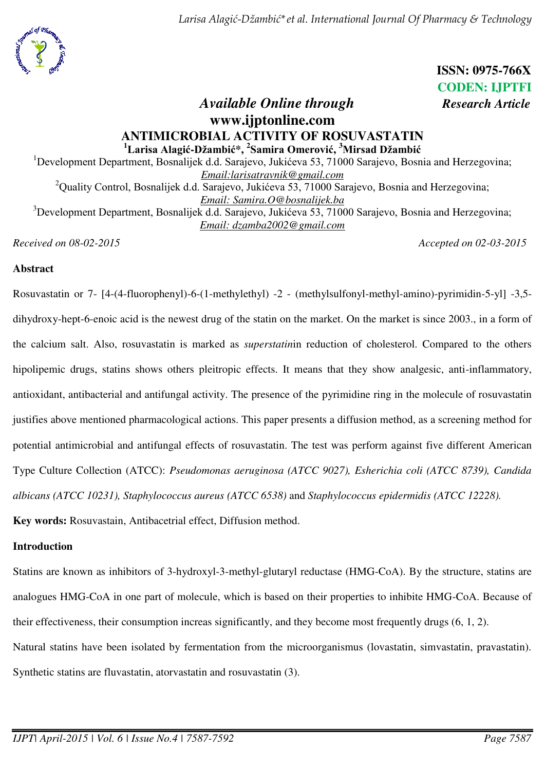ISSN: 0975-766X
CODEN: IJPTFI
*Research Article*

*Available Online through*
**www.ijptonline.com**

# ANTIMICROBIAL ACTIVITY OF ROSUVASTATIN

**[1]Larisa Alagić-Džambić*, [2]Samira Omerović, [3]Mirsad Džambić**

[1]Development Department, Bosnalijek d.d. Sarajevo, Jukićeva 53, 71000 Sarajevo, Bosnia and Herzegovina; Email:larisatravnik@gmail.com

[2]Quality Control, Bosnalijek d.d. Sarajevo, Jukićeva 53, 71000 Sarajevo, Bosnia and Herzegovina; Email: Samira.O@bosnalijek.ba

[3]Development Department, Bosnalijek d.d. Sarajevo, Jukićeva 53, 71000 Sarajevo, Bosnia and Herzegovina; Email: dzamba2002@gmail.com

*Received on 08-02-2015* *Accepted on 02-03-2015*

## Abstract

Rosuvastatin or 7- [4-(4-fluorophenyl)-6-(1-methylethyl) -2 - (methylsulfonyl-methyl-amino)-pyrimidin-5-yl] -3,5-dihydroxy-hept-6-enoic acid is the newest drug of the statin on the market. On the market is since 2003., in a form of the calcium salt. Also, rosuvastatin is marked as *superstatin*in reduction of cholesterol. Compared to the others hipolipemic drugs, statins shows others pleitropic effects. It means that they show analgesic, anti-inflammatory, antioxidant, antibacterial and antifungal activity. The presence of the pyrimidine ring in the molecule of rosuvastatin justifies above mentioned pharmacological actions. This paper presents a diffusion method, as a screening method for potential antimicrobial and antifungal effects of rosuvastatin. The test was perform against five different American Type Culture Collection (ATCC): *Pseudomonas aeruginosa (ATCC 9027), Esherichia coli (ATCC 8739), Candida albicans (ATCC 10231), Staphylococcus aureus (ATCC 6538)* and *Staphylococcus epidermidis (ATCC 12228).*

**Key words:** Rosuvastain, Antibacetrial effect, Diffusion method.

## Introduction

Statins are known as inhibitors of 3-hydroxyl-3-methyl-glutaryl reductase (HMG-CoA). By the structure, statins are analogues HMG-CoA in one part of molecule, which is based on their properties to inhibite HMG-CoA. Because of their effectiveness, their consumption increas significantly, and they become most frequently drugs (6, 1, 2).

Natural statins have been isolated by fermentation from the microorganismus (lovastatin, simvastatin, pravastatin). Synthetic statins are fluvastatin, atorvastatin and rosuvastatin (3).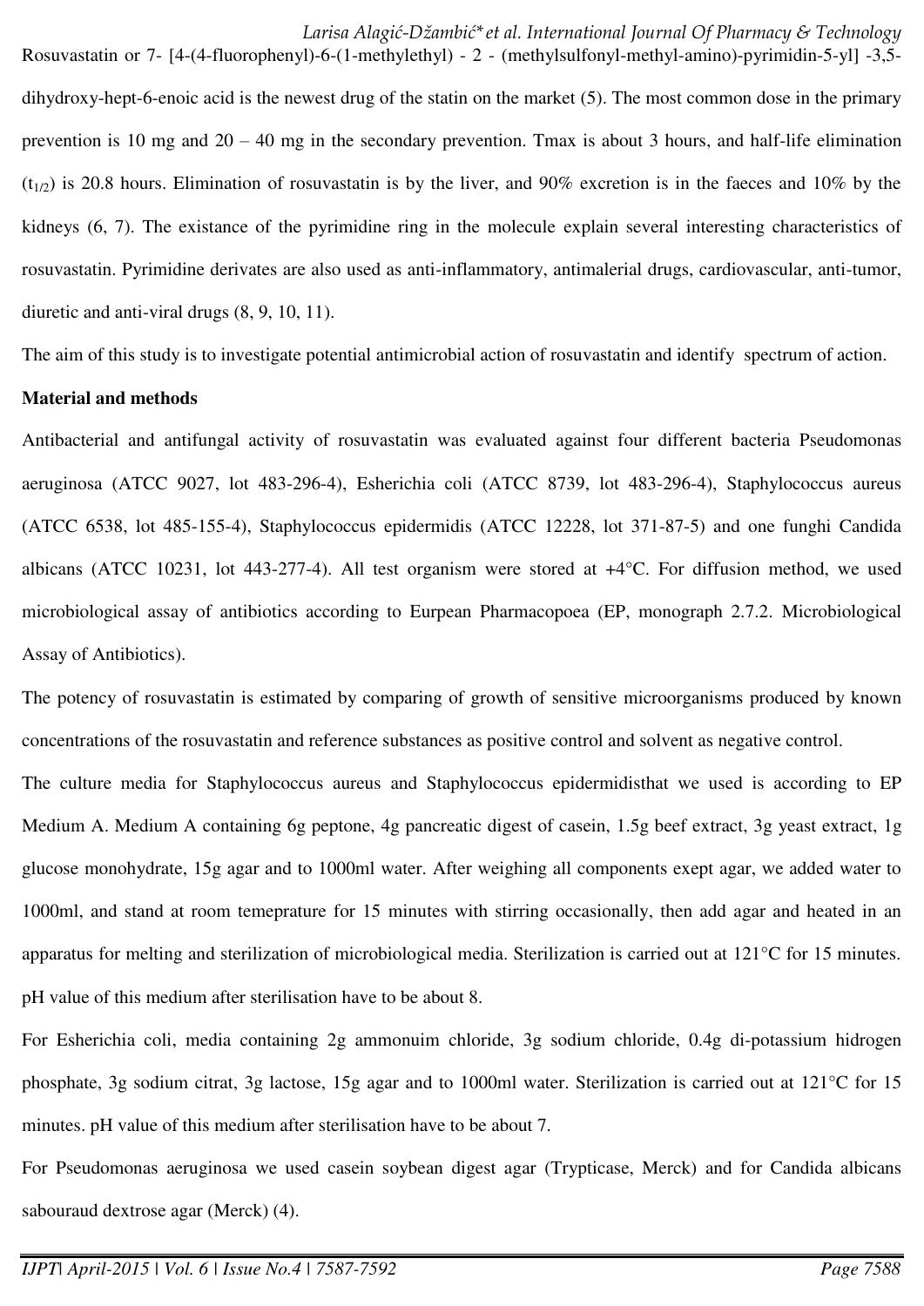Rosuvastatin or 7- [4-(4-fluorophenyl)-6-(1-methylethyl) - 2 - (methylsulfonyl-methyl-amino)-pyrimidin-5-yl] -3,5-dihydroxy-hept-6-enoic acid is the newest drug of the statin on the market (5). The most common dose in the primary prevention is 10 mg and 20 – 40 mg in the secondary prevention. Tmax is about 3 hours, and half-life elimination ($t_{1/2}$) is 20.8 hours. Elimination of rosuvastatin is by the liver, and 90% excretion is in the faeces and 10% by the kidneys (6, 7). The existance of the pyrimidine ring in the molecule explain several interesting characteristics of rosuvastatin. Pyrimidine derivates are also used as anti-inflammatory, antimalerial drugs, cardiovascular, anti-tumor, diuretic and anti-viral drugs (8, 9, 10, 11).

The aim of this study is to investigate potential antimicrobial action of rosuvastatin and identify spectrum of action.

**Material and methods**

Antibacterial and antifungal activity of rosuvastatin was evaluated against four different bacteria Pseudomonas aeruginosa (ATCC 9027, lot 483-296-4), Esherichia coli (ATCC 8739, lot 483-296-4), Staphylococcus aureus (ATCC 6538, lot 485-155-4), Staphylococcus epidermidis (ATCC 12228, lot 371-87-5) and one funghi Candida albicans (ATCC 10231, lot 443-277-4). All test organism were stored at +4°C. For diffusion method, we used microbiological assay of antibiotics according to Eurpean Pharmacopoea (EP, monograph 2.7.2. Microbiological Assay of Antibiotics).

The potency of rosuvastatin is estimated by comparing of growth of sensitive microorganisms produced by known concentrations of the rosuvastatin and reference substances as positive control and solvent as negative control.

The culture media for Staphylococcus aureus and Staphylococcus epidermidisthat we used is according to EP Medium A. Medium A containing 6g peptone, 4g pancreatic digest of casein, 1.5g beef extract, 3g yeast extract, 1g glucose monohydrate, 15g agar and to 1000ml water. After weighing all components exept agar, we added water to 1000ml, and stand at room temeprature for 15 minutes with stirring occasionally, then add agar and heated in an apparatus for melting and sterilization of microbiological media. Sterilization is carried out at 121°C for 15 minutes. pH value of this medium after sterilisation have to be about 8.

For Esherichia coli, media containing 2g ammonuim chloride, 3g sodium chloride, 0.4g di-potassium hidrogen phosphate, 3g sodium citrat, 3g lactose, 15g agar and to 1000ml water. Sterilization is carried out at 121°C for 15 minutes. pH value of this medium after sterilisation have to be about 7.

For Pseudomonas aeruginosa we used casein soybean digest agar (Trypticase, Merck) and for Candida albicans sabouraud dextrose agar (Merck) (4).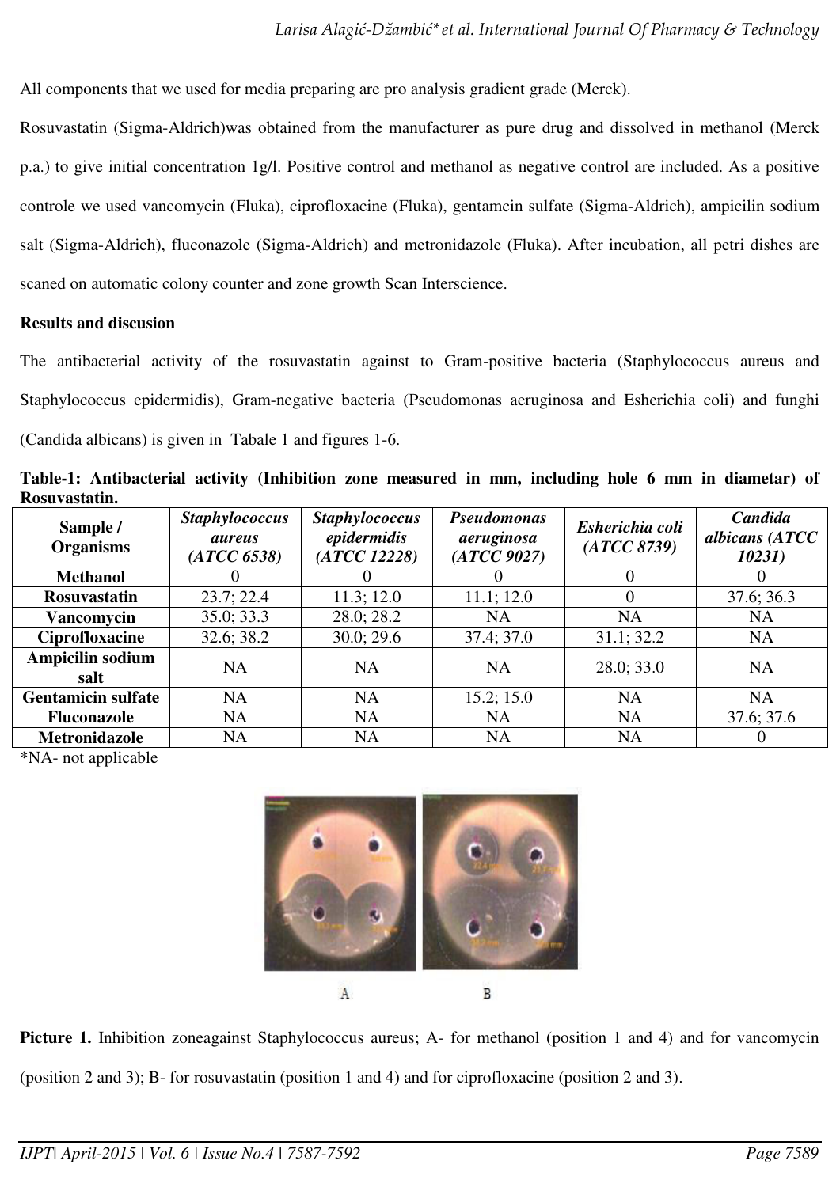All components that we used for media preparing are pro analysis gradient grade (Merck).

Rosuvastatin (Sigma-Aldrich)was obtained from the manufacturer as pure drug and dissolved in methanol (Merck p.a.) to give initial concentration 1g/l. Positive control and methanol as negative control are included. As a positive controle we used vancomycin (Fluka), ciprofloxacine (Fluka), gentamcin sulfate (Sigma-Aldrich), ampicilin sodium salt (Sigma-Aldrich), fluconazole (Sigma-Aldrich) and metronidazole (Fluka). After incubation, all petri dishes are scaned on automatic colony counter and zone growth Scan Interscience.

**Results and discusion**

The antibacterial activity of the rosuvastatin against to Gram-positive bacteria (Staphylococcus aureus and Staphylococcus epidermidis), Gram-negative bacteria (Pseudomonas aeruginosa and Esherichia coli) and funghi (Candida albicans) is given in Tabale 1 and figures 1-6.

**Table-1: Antibacterial activity (Inhibition zone measured in mm, including hole 6 mm in diametar) of Rosuvastatin.**

| Sample / Organisms | *Staphylococcus aureus (ATCC 6538)* | *Staphylococcus epidermidis (ATCC 12228)* | *Pseudomonas aeruginosa (ATCC 9027)* | *Esherichia coli (ATCC 8739)* | *Candida albicans (ATCC 10231)* |
|---|---|---|---|---|---|
| **Methanol** | 0 | 0 | 0 | 0 | 0 |
| **Rosuvastatin** | 23.7; 22.4 | 11.3; 12.0 | 11.1; 12.0 | 0 | 37.6; 36.3 |
| **Vancomycin** | 35.0; 33.3 | 28.0; 28.2 | NA | NA | NA |
| **Ciprofloxacine** | 32.6; 38.2 | 30.0; 29.6 | 37.4; 37.0 | 31.1; 32.2 | NA |
| **Ampicilin sodium salt** | NA | NA | NA | 28.0; 33.0 | NA |
| **Gentamicin sulfate** | NA | NA | 15.2; 15.0 | NA | NA |
| **Fluconazole** | NA | NA | NA | NA | 37.6; 37.6 |
| **Metronidazole** | NA | NA | NA | NA | 0 |

*NA- not applicable

**Picture 1.** Inhibition zoneagainst Staphylococcus aureus; A- for methanol (position 1 and 4) and for vancomycin (position 2 and 3); B- for rosuvastatin (position 1 and 4) and for ciprofloxacine (position 2 and 3).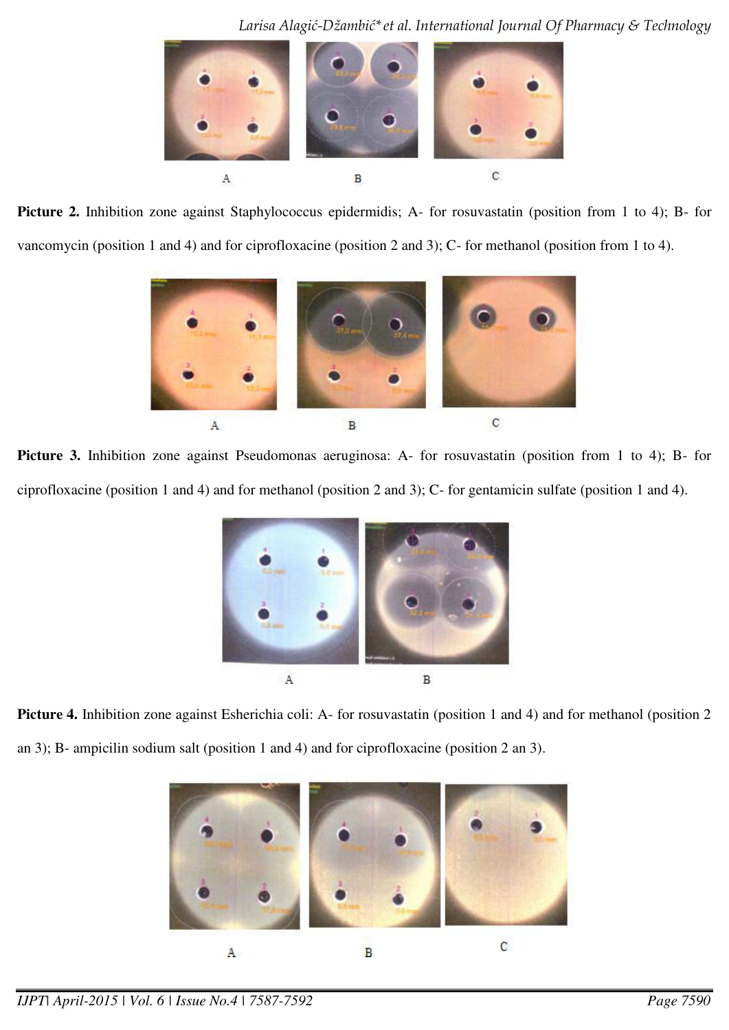A B C

**Picture 2.** Inhibition zone against Staphylococcus epidermidis; A- for rosuvastatin (position from 1 to 4); B- for vancomycin (position 1 and 4) and for ciprofloxacine (position 2 and 3); C- for methanol (position from 1 to 4).

A B C

**Picture 3.** Inhibition zone against Pseudomonas aeruginosa: A- for rosuvastatin (position from 1 to 4); B- for ciprofloxacine (position 1 and 4) and for methanol (position 2 and 3); C- for gentamicin sulfate (position 1 and 4).

A B

**Picture 4.** Inhibition zone against Esherichia coli: A- for rosuvastatin (position 1 and 4) and for methanol (position 2 an 3); B- ampicilin sodium salt (position 1 and 4) and for ciprofloxacine (position 2 an 3).

A B C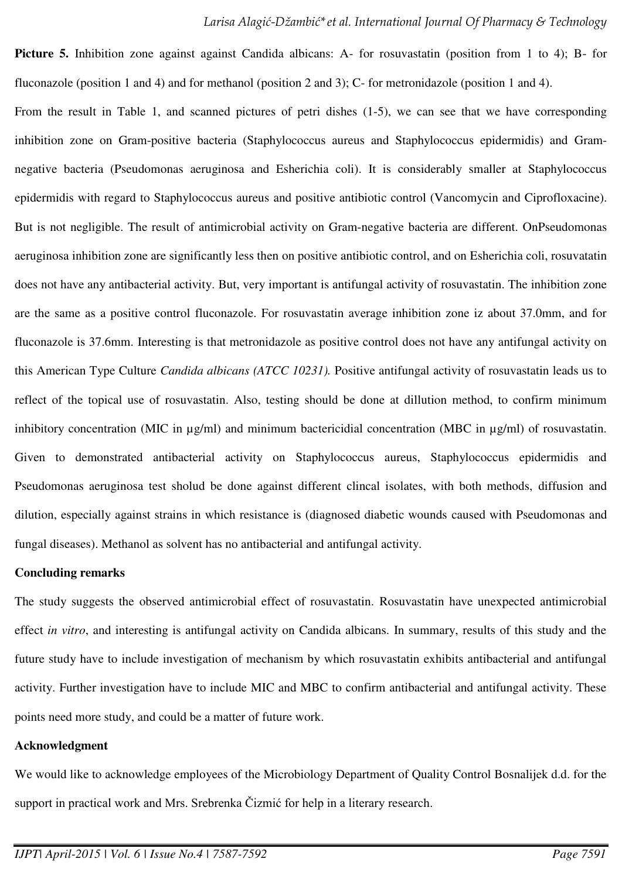**Picture 5.** Inhibition zone against against Candida albicans: A- for rosuvastatin (position from 1 to 4); B- for fluconazole (position 1 and 4) and for methanol (position 2 and 3); C- for metronidazole (position 1 and 4).

From the result in Table 1, and scanned pictures of petri dishes (1-5), we can see that we have corresponding inhibition zone on Gram-positive bacteria (Staphylococcus aureus and Staphylococcus epidermidis) and Gram-negative bacteria (Pseudomonas aeruginosa and Esherichia coli). It is considerably smaller at Staphylococcus epidermidis with regard to Staphylococcus aureus and positive antibiotic control (Vancomycin and Ciprofloxacine). But is not negligible. The result of antimicrobial activity on Gram-negative bacteria are different. OnPseudomonas aeruginosa inhibition zone are significantly less then on positive antibiotic control, and on Esherichia coli, rosuvatatin does not have any antibacterial activity. But, very important is antifungal activity of rosuvastatin. The inhibition zone are the same as a positive control fluconazole. For rosuvastatin average inhibition zone iz about 37.0mm, and for fluconazole is 37.6mm. Interesting is that metronidazole as positive control does not have any antifungal activity on this American Type Culture *Candida albicans (ATCC 10231).* Positive antifungal activity of rosuvastatin leads us to reflect of the topical use of rosuvastatin. Also, testing should be done at dillution method, to confirm minimum inhibitory concentration (MIC in µg/ml) and minimum bactericidial concentration (MBC in µg/ml) of rosuvastatin. Given to demonstrated antibacterial activity on Staphylococcus aureus, Staphylococcus epidermidis and Pseudomonas aeruginosa test sholud be done against different clincal isolates, with both methods, diffusion and dilution, especially against strains in which resistance is (diagnosed diabetic wounds caused with Pseudomonas and fungal diseases). Methanol as solvent has no antibacterial and antifungal activity.

**Concluding remarks**

The study suggests the observed antimicrobial effect of rosuvastatin. Rosuvastatin have unexpected antimicrobial effect *in vitro*, and interesting is antifungal activity on Candida albicans. In summary, results of this study and the future study have to include investigation of mechanism by which rosuvastatin exhibits antibacterial and antifungal activity. Further investigation have to include MIC and MBC to confirm antibacterial and antifungal activity. These points need more study, and could be a matter of future work.

**Acknowledgment**

We would like to acknowledge employees of the Microbiology Department of Quality Control Bosnalijek d.d. for the support in practical work and Mrs. Srebrenka Čizmić for help in a literary research.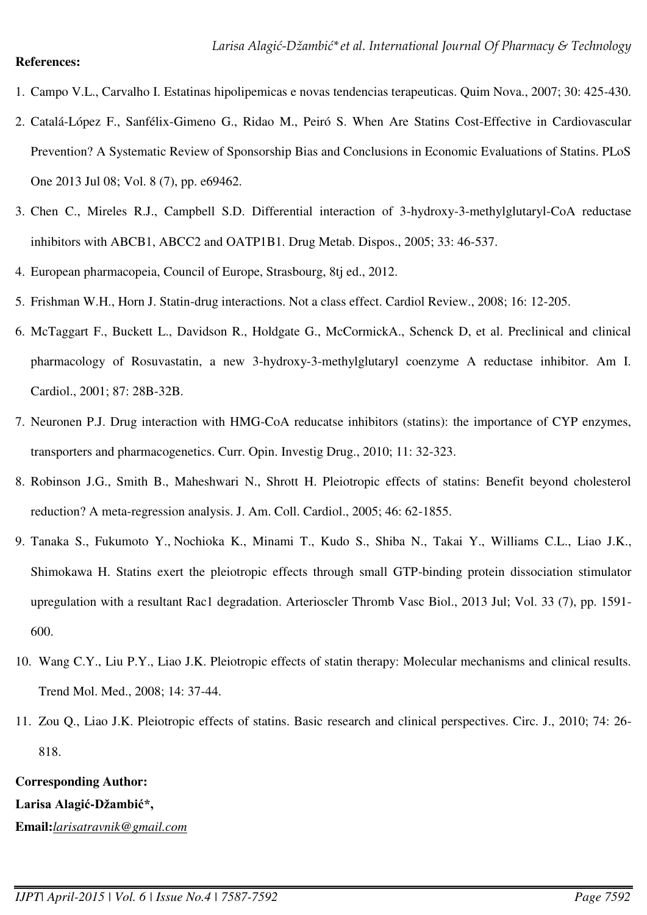**References:**

1. Campo V.L., Carvalho I. Estatinas hipolipemicas e novas tendencias terapeuticas. Quim Nova., 2007; 30: 425-430.
2. Catalá-López F., Sanfélix-Gimeno G., Ridao M., Peiró S. When Are Statins Cost-Effective in Cardiovascular Prevention? A Systematic Review of Sponsorship Bias and Conclusions in Economic Evaluations of Statins. PLoS One 2013 Jul 08; Vol. 8 (7), pp. e69462.
3. Chen C., Mireles R.J., Campbell S.D. Differential interaction of 3-hydroxy-3-methylglutaryl-CoA reductase inhibitors with ABCB1, ABCC2 and OATP1B1. Drug Metab. Dispos., 2005; 33: 46-537.
4. European pharmacopeia, Council of Europe, Strasbourg, 8tj ed., 2012.
5. Frishman W.H., Horn J. Statin-drug interactions. Not a class effect. Cardiol Review., 2008; 16: 12-205.
6. McTaggart F., Buckett L., Davidson R., Holdgate G., McCormickA., Schenck D, et al. Preclinical and clinical pharmacology of Rosuvastatin, a new 3-hydroxy-3-methylglutaryl coenzyme A reductase inhibitor. Am I. Cardiol., 2001; 87: 28B-32B.
7. Neuronen P.J. Drug interaction with HMG-CoA reducatse inhibitors (statins): the importance of CYP enzymes, transporters and pharmacogenetics. Curr. Opin. Investig Drug., 2010; 11: 32-323.
8. Robinson J.G., Smith B., Maheshwari N., Shrott H. Pleiotropic effects of statins: Benefit beyond cholesterol reduction? A meta-regression analysis. J. Am. Coll. Cardiol., 2005; 46: 62-1855.
9. Tanaka S., Fukumoto Y., Nochioka K., Minami T., Kudo S., Shiba N., Takai Y., Williams C.L., Liao J.K., Shimokawa H. Statins exert the pleiotropic effects through small GTP-binding protein dissociation stimulator upregulation with a resultant Rac1 degradation. Arterioscler Thromb Vasc Biol., 2013 Jul; Vol. 33 (7), pp. 1591-600.
10. Wang C.Y., Liu P.Y., Liao J.K. Pleiotropic effects of statin therapy: Molecular mechanisms and clinical results. Trend Mol. Med., 2008; 14: 37-44.
11. Zou Q., Liao J.K. Pleiotropic effects of statins. Basic research and clinical perspectives. Circ. J., 2010; 74: 26-818.

**Corresponding Author:**
**Larisa Alagić-Džambić*,**
**Email:**_larisatravnik@gmail.com_